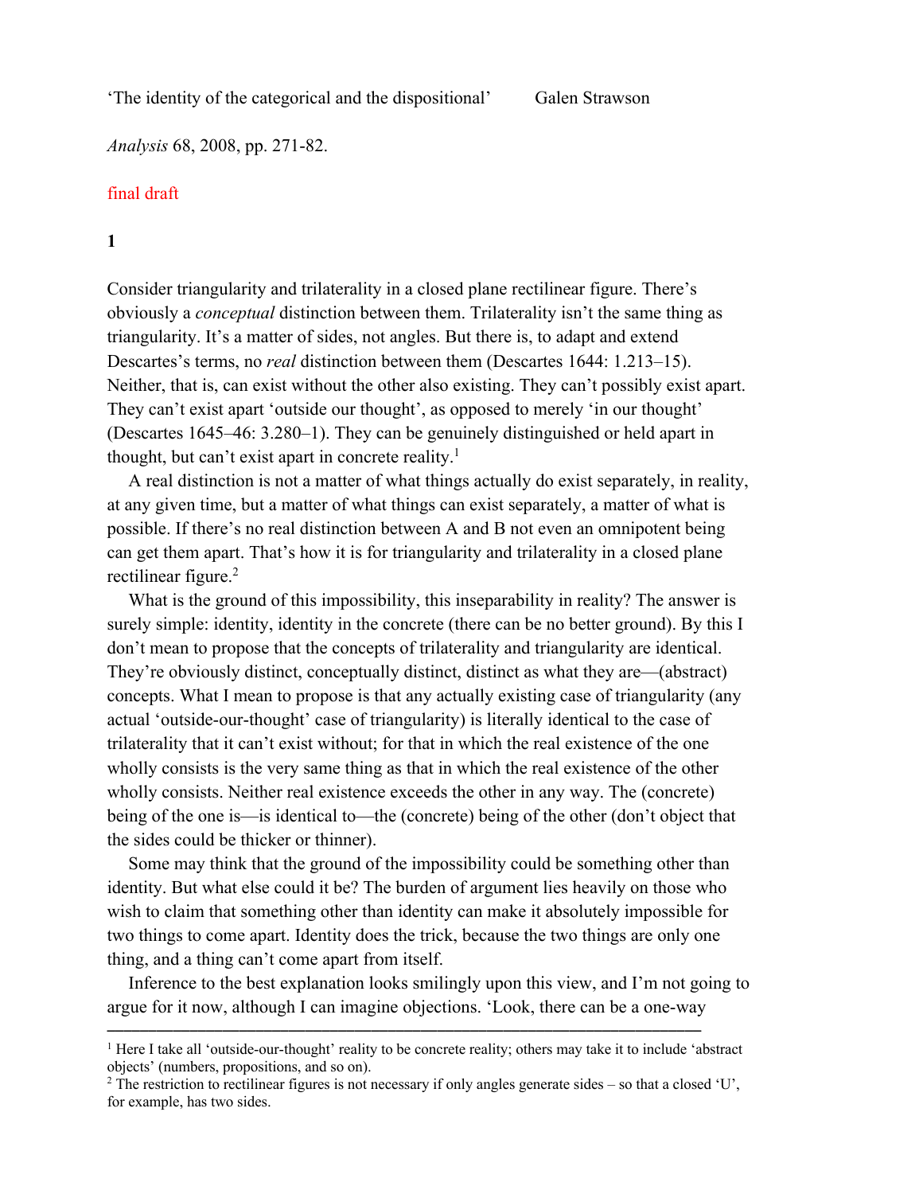'The identity of the categorical and the dispositional' Galen Strawson

*Analysis* 68, 2008, pp. 271-82.

final draft

## 1

Consider triangularity and trilaterality in a closed plane rectilinear figure. There's obviously a *conceptual* distinction between them. Trilaterality isn't the same thing as triangularity. It's a matter of sides, not angles. But there is, to adapt and extend Descartes's terms, no *real* distinction between them (Descartes 1644: 1.213–15). Neither, that is, can exist without the other also existing. They can't possibly exist apart. They can't exist apart 'outside our thought', as opposed to merely 'in our thought' (Descartes 1645–46: 3.280–1). They can be genuinely distinguished or held apart in thought, but can't exist apart in concrete reality.[1]

A real distinction is not a matter of what things actually do exist separately, in reality, at any given time, but a matter of what things can exist separately, a matter of what is possible. If there's no real distinction between A and B not even an omnipotent being can get them apart. That's how it is for triangularity and trilaterality in a closed plane rectilinear figure.[2]

What is the ground of this impossibility, this inseparability in reality? The answer is surely simple: identity, identity in the concrete (there can be no better ground). By this I don't mean to propose that the concepts of trilaterality and triangularity are identical. They're obviously distinct, conceptually distinct, distinct as what they are—(abstract) concepts. What I mean to propose is that any actually existing case of triangularity (any actual 'outside-our-thought' case of triangularity) is literally identical to the case of trilaterality that it can't exist without; for that in which the real existence of the one wholly consists is the very same thing as that in which the real existence of the other wholly consists. Neither real existence exceeds the other in any way. The (concrete) being of the one is—is identical to—the (concrete) being of the other (don't object that the sides could be thicker or thinner).

Some may think that the ground of the impossibility could be something other than identity. But what else could it be? The burden of argument lies heavily on those who wish to claim that something other than identity can make it absolutely impossible for two things to come apart. Identity does the trick, because the two things are only one thing, and a thing can't come apart from itself.

Inference to the best explanation looks smilingly upon this view, and I'm not going to argue for it now, although I can imagine objections. 'Look, there can be a one-way

---

[1] Here I take all 'outside-our-thought' reality to be concrete reality; others may take it to include 'abstract objects' (numbers, propositions, and so on).

[2] The restriction to rectilinear figures is not necessary if only angles generate sides – so that a closed 'U', for example, has two sides.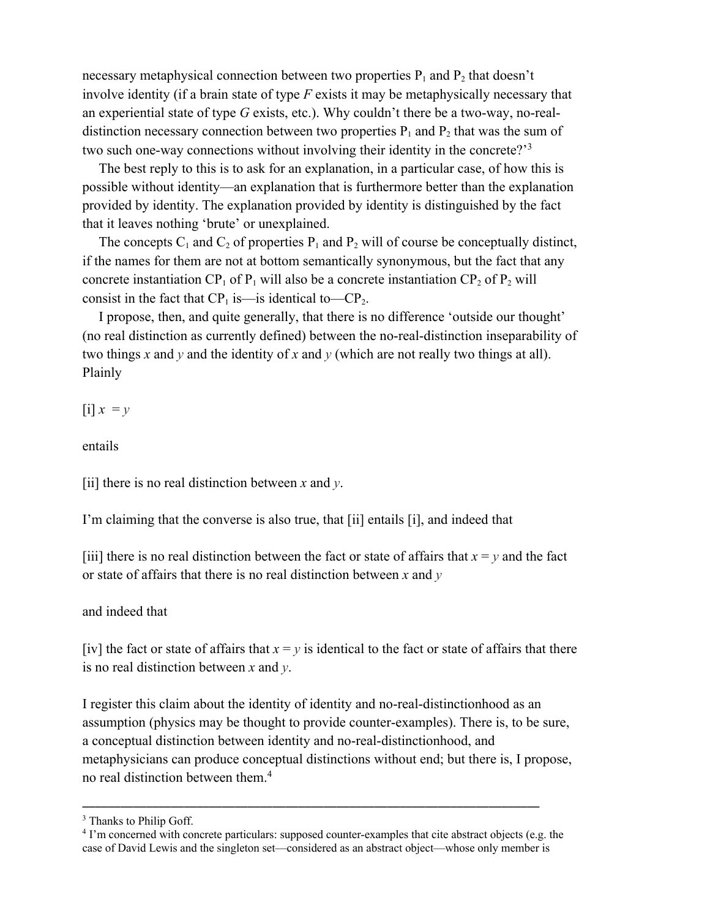necessary metaphysical connection between two properties $P_1$ and $P_2$ that doesn't involve identity (if a brain state of type *F* exists it may be metaphysically necessary that an experiential state of type *G* exists, etc.). Why couldn't there be a two-way, no-real-distinction necessary connection between two properties $P_1$ and $P_2$ that was the sum of two such one-way connections without involving their identity in the concrete?'[3]

The best reply to this is to ask for an explanation, in a particular case, of how this is possible without identity—an explanation that is furthermore better than the explanation provided by identity. The explanation provided by identity is distinguished by the fact that it leaves nothing 'brute' or unexplained.

The concepts $C_1$ and $C_2$ of properties $P_1$ and $P_2$ will of course be conceptually distinct, if the names for them are not at bottom semantically synonymous, but the fact that any concrete instantiation $CP_1$ of $P_1$ will also be a concrete instantiation $CP_2$ of $P_2$ will consist in the fact that $CP_1$ is—is identical to—$CP_2$.

I propose, then, and quite generally, that there is no difference 'outside our thought' (no real distinction as currently defined) between the no-real-distinction inseparability of two things *x* and *y* and the identity of *x* and *y* (which are not really two things at all). Plainly

[i] $x = y$

entails

[ii] there is no real distinction between *x* and *y*.

I'm claiming that the converse is also true, that [ii] entails [i], and indeed that

[iii] there is no real distinction between the fact or state of affairs that $x = y$ and the fact or state of affairs that there is no real distinction between *x* and *y*

and indeed that

[iv] the fact or state of affairs that $x = y$ is identical to the fact or state of affairs that there is no real distinction between *x* and *y*.

I register this claim about the identity of identity and no-real-distinctionhood as an assumption (physics may be thought to provide counter-examples). There is, to be sure, a conceptual distinction between identity and no-real-distinctionhood, and metaphysicians can produce conceptual distinctions without end; but there is, I propose, no real distinction between them.[4]

---

[3] Thanks to Philip Goff.

[4] I'm concerned with concrete particulars: supposed counter-examples that cite abstract objects (e.g. the case of David Lewis and the singleton set—considered as an abstract object—whose only member is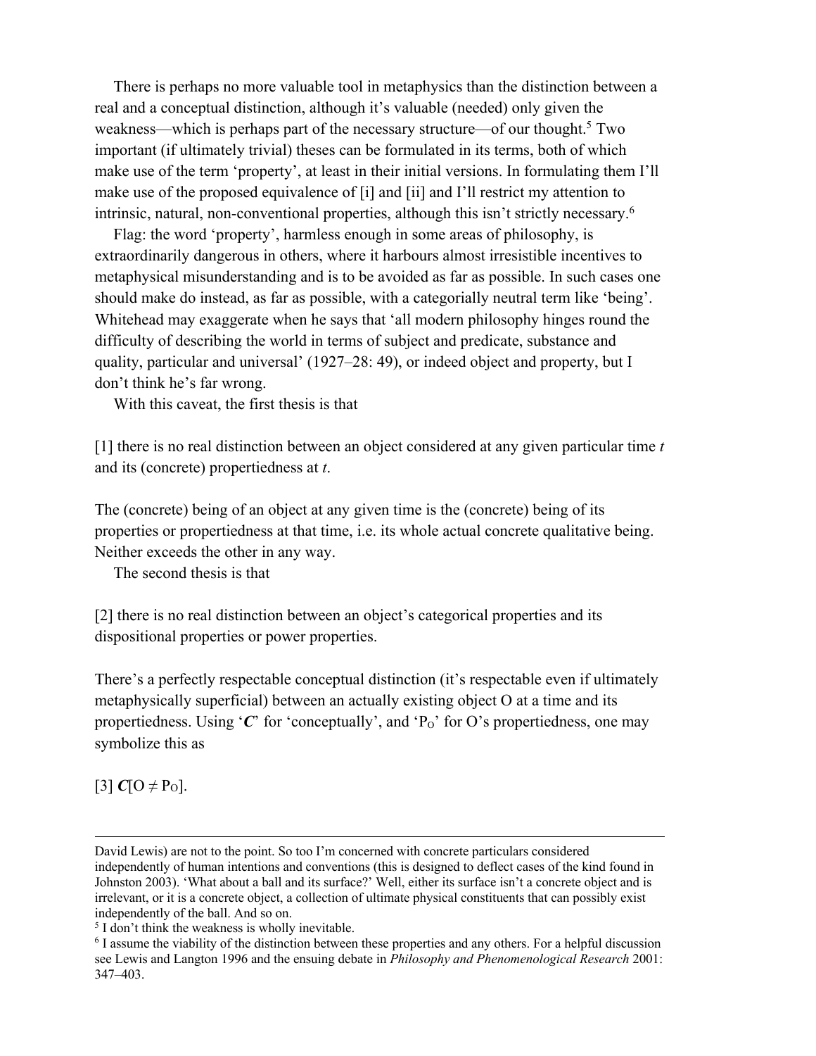There is perhaps no more valuable tool in metaphysics than the distinction between a real and a conceptual distinction, although it's valuable (needed) only given the weakness—which is perhaps part of the necessary structure—of our thought.[5] Two important (if ultimately trivial) theses can be formulated in its terms, both of which make use of the term 'property', at least in their initial versions. In formulating them I'll make use of the proposed equivalence of [i] and [ii] and I'll restrict my attention to intrinsic, natural, non-conventional properties, although this isn't strictly necessary.[6]

Flag: the word 'property', harmless enough in some areas of philosophy, is extraordinarily dangerous in others, where it harbours almost irresistible incentives to metaphysical misunderstanding and is to be avoided as far as possible. In such cases one should make do instead, as far as possible, with a categorially neutral term like 'being'. Whitehead may exaggerate when he says that 'all modern philosophy hinges round the difficulty of describing the world in terms of subject and predicate, substance and quality, particular and universal' (1927–28: 49), or indeed object and property, but I don't think he's far wrong.

With this caveat, the first thesis is that

[1] there is no real distinction between an object considered at any given particular time *t* and its (concrete) propertiedness at *t*.

The (concrete) being of an object at any given time is the (concrete) being of its properties or propertiedness at that time, i.e. its whole actual concrete qualitative being. Neither exceeds the other in any way.

The second thesis is that

[2] there is no real distinction between an object's categorical properties and its dispositional properties or power properties.

There's a perfectly respectable conceptual distinction (it's respectable even if ultimately metaphysically superficial) between an actually existing object O at a time and its propertiedness. Using '***C***' for 'conceptually', and '$P_O$' for O's propertiedness, one may symbolize this as

[3] $\boldsymbol{C}[O \neq P_O]$.

---

David Lewis) are not to the point. So too I'm concerned with concrete particulars considered independently of human intentions and conventions (this is designed to deflect cases of the kind found in Johnston 2003). 'What about a ball and its surface?' Well, either its surface isn't a concrete object and is irrelevant, or it is a concrete object, a collection of ultimate physical constituents that can possibly exist independently of the ball. And so on.

[5] I don't think the weakness is wholly inevitable.

[6] I assume the viability of the distinction between these properties and any others. For a helpful discussion see Lewis and Langton 1996 and the ensuing debate in *Philosophy and Phenomenological Research* 2001: 347–403.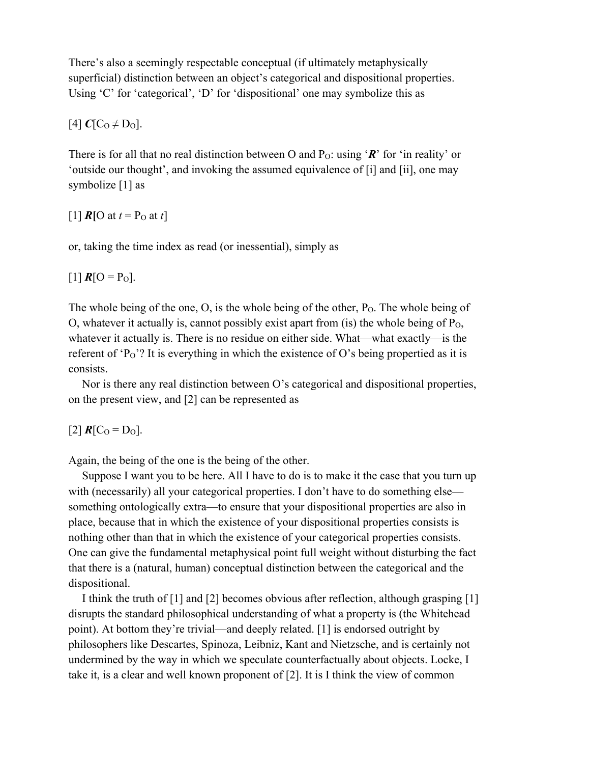There's also a seemingly respectable conceptual (if ultimately metaphysically superficial) distinction between an object's categorical and dispositional properties. Using 'C' for 'categorical', 'D' for 'dispositional' one may symbolize this as

[4] ***C***[$C_O \neq D_O$].

There is for all that no real distinction between O and $P_O$: using '***R***' for 'in reality' or 'outside our thought', and invoking the assumed equivalence of [i] and [ii], one may symbolize [1] as

[1] ***R***[O at *t* = $P_O$ at *t*]

or, taking the time index as read (or inessential), simply as

[1] ***R***[O = $P_O$].

The whole being of the one, O, is the whole being of the other, $P_O$. The whole being of O, whatever it actually is, cannot possibly exist apart from (is) the whole being of $P_O$, whatever it actually is. There is no residue on either side. What—what exactly—is the referent of '$P_O$'? It is everything in which the existence of O's being propertied as it is consists.

Nor is there any real distinction between O's categorical and dispositional properties, on the present view, and [2] can be represented as

[2] ***R***[$C_O = D_O$].

Again, the being of the one is the being of the other.

Suppose I want you to be here. All I have to do is to make it the case that you turn up with (necessarily) all your categorical properties. I don't have to do something else—something ontologically extra—to ensure that your dispositional properties are also in place, because that in which the existence of your dispositional properties consists is nothing other than that in which the existence of your categorical properties consists. One can give the fundamental metaphysical point full weight without disturbing the fact that there is a (natural, human) conceptual distinction between the categorical and the dispositional.

I think the truth of [1] and [2] becomes obvious after reflection, although grasping [1] disrupts the standard philosophical understanding of what a property is (the Whitehead point). At bottom they're trivial—and deeply related. [1] is endorsed outright by philosophers like Descartes, Spinoza, Leibniz, Kant and Nietzsche, and is certainly not undermined by the way in which we speculate counterfactually about objects. Locke, I take it, is a clear and well known proponent of [2]. It is I think the view of common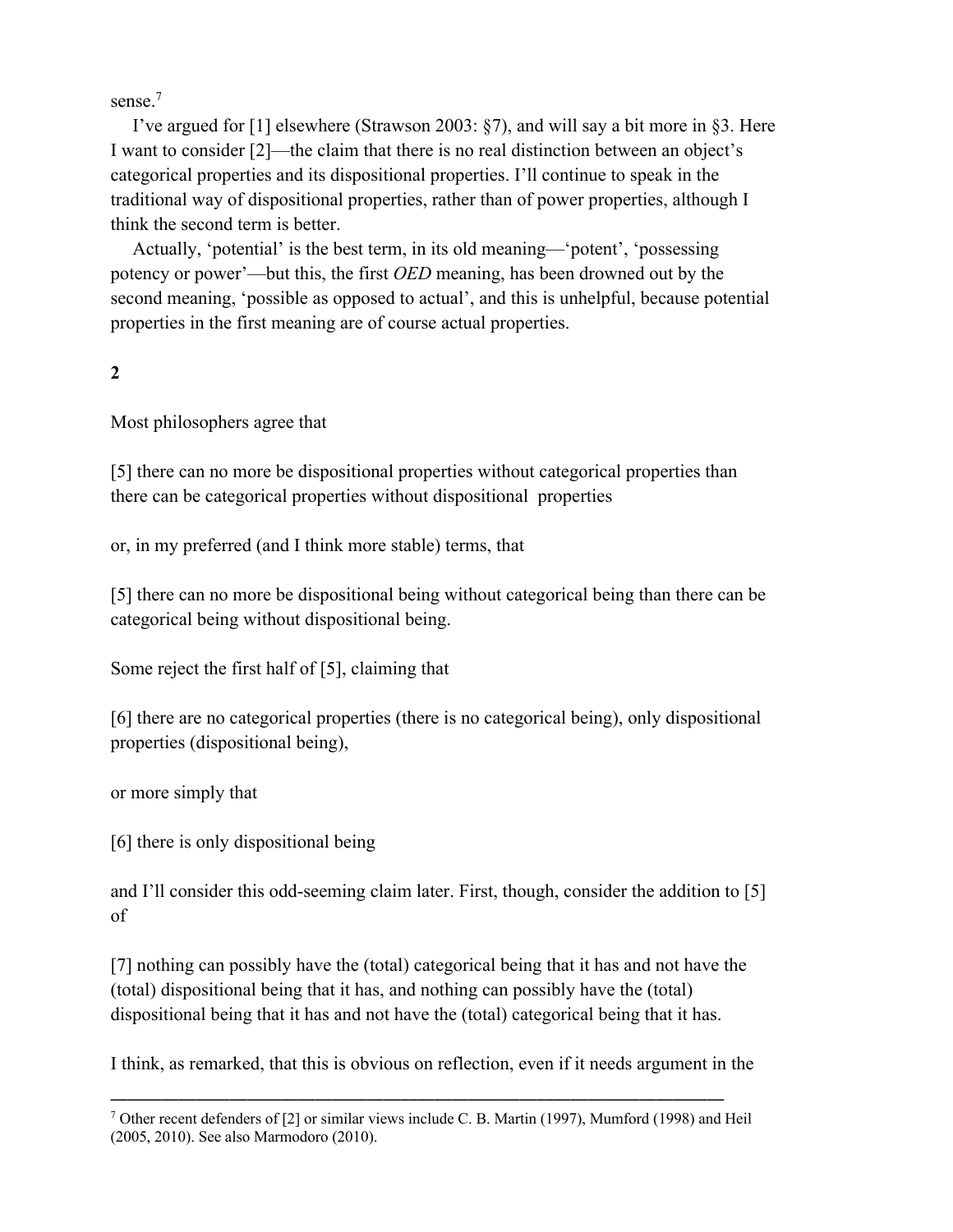sense.[7]

I've argued for [1] elsewhere (Strawson 2003: §7), and will say a bit more in §3. Here I want to consider [2]—the claim that there is no real distinction between an object's categorical properties and its dispositional properties. I'll continue to speak in the traditional way of dispositional properties, rather than of power properties, although I think the second term is better.

Actually, 'potential' is the best term, in its old meaning—'potent', 'possessing potency or power'—but this, the first *OED* meaning, has been drowned out by the second meaning, 'possible as opposed to actual', and this is unhelpful, because potential properties in the first meaning are of course actual properties.

## 2

Most philosophers agree that

[5] there can no more be dispositional properties without categorical properties than there can be categorical properties without dispositional properties

or, in my preferred (and I think more stable) terms, that

[5] there can no more be dispositional being without categorical being than there can be categorical being without dispositional being.

Some reject the first half of [5], claiming that

[6] there are no categorical properties (there is no categorical being), only dispositional properties (dispositional being),

or more simply that

[6] there is only dispositional being

and I'll consider this odd-seeming claim later. First, though, consider the addition to [5] of

[7] nothing can possibly have the (total) categorical being that it has and not have the (total) dispositional being that it has, and nothing can possibly have the (total) dispositional being that it has and not have the (total) categorical being that it has.

I think, as remarked, that this is obvious on reflection, even if it needs argument in the

---

[7] Other recent defenders of [2] or similar views include C. B. Martin (1997), Mumford (1998) and Heil (2005, 2010). See also Marmodoro (2010).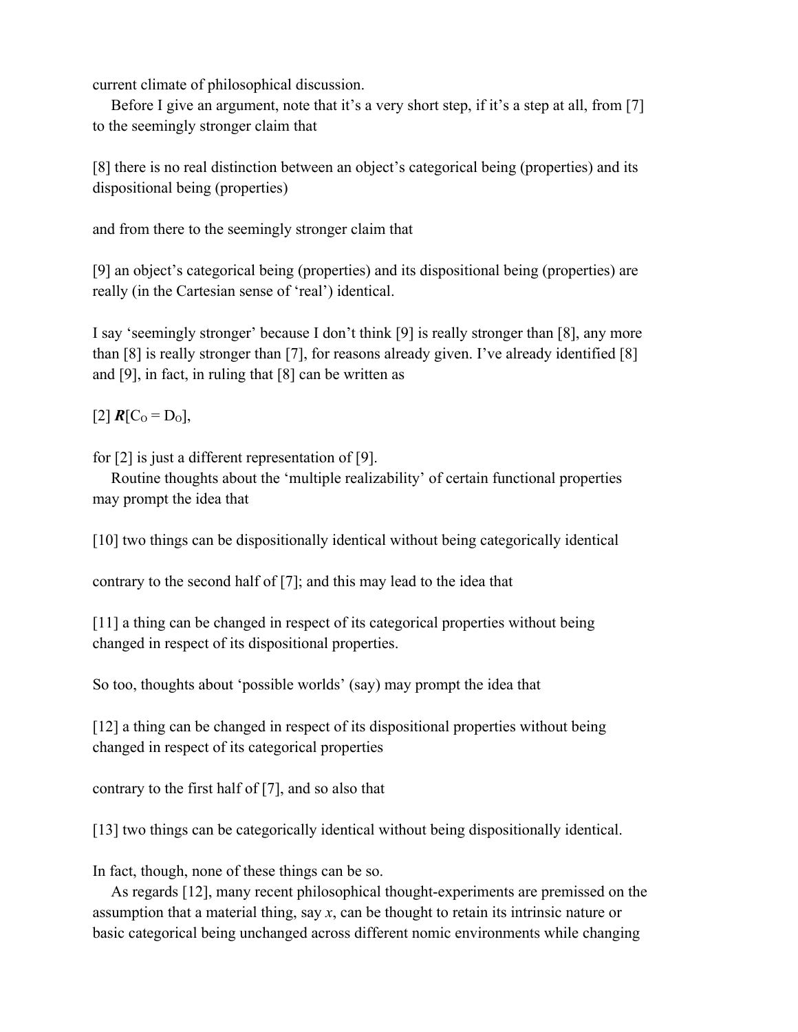current climate of philosophical discussion.

Before I give an argument, note that it's a very short step, if it's a step at all, from [7] to the seemingly stronger claim that

[8] there is no real distinction between an object's categorical being (properties) and its dispositional being (properties)

and from there to the seemingly stronger claim that

[9] an object's categorical being (properties) and its dispositional being (properties) are really (in the Cartesian sense of 'real') identical.

I say 'seemingly stronger' because I don't think [9] is really stronger than [8], any more than [8] is really stronger than [7], for reasons already given. I've already identified [8] and [9], in fact, in ruling that [8] can be written as

[2] $\boldsymbol{R}[C_O = D_O]$,

for [2] is just a different representation of [9].

Routine thoughts about the 'multiple realizability' of certain functional properties may prompt the idea that

[10] two things can be dispositionally identical without being categorically identical

contrary to the second half of [7]; and this may lead to the idea that

[11] a thing can be changed in respect of its categorical properties without being changed in respect of its dispositional properties.

So too, thoughts about 'possible worlds' (say) may prompt the idea that

[12] a thing can be changed in respect of its dispositional properties without being changed in respect of its categorical properties

contrary to the first half of [7], and so also that

[13] two things can be categorically identical without being dispositionally identical.

In fact, though, none of these things can be so.

As regards [12], many recent philosophical thought-experiments are premissed on the assumption that a material thing, say *x*, can be thought to retain its intrinsic nature or basic categorical being unchanged across different nomic environments while changing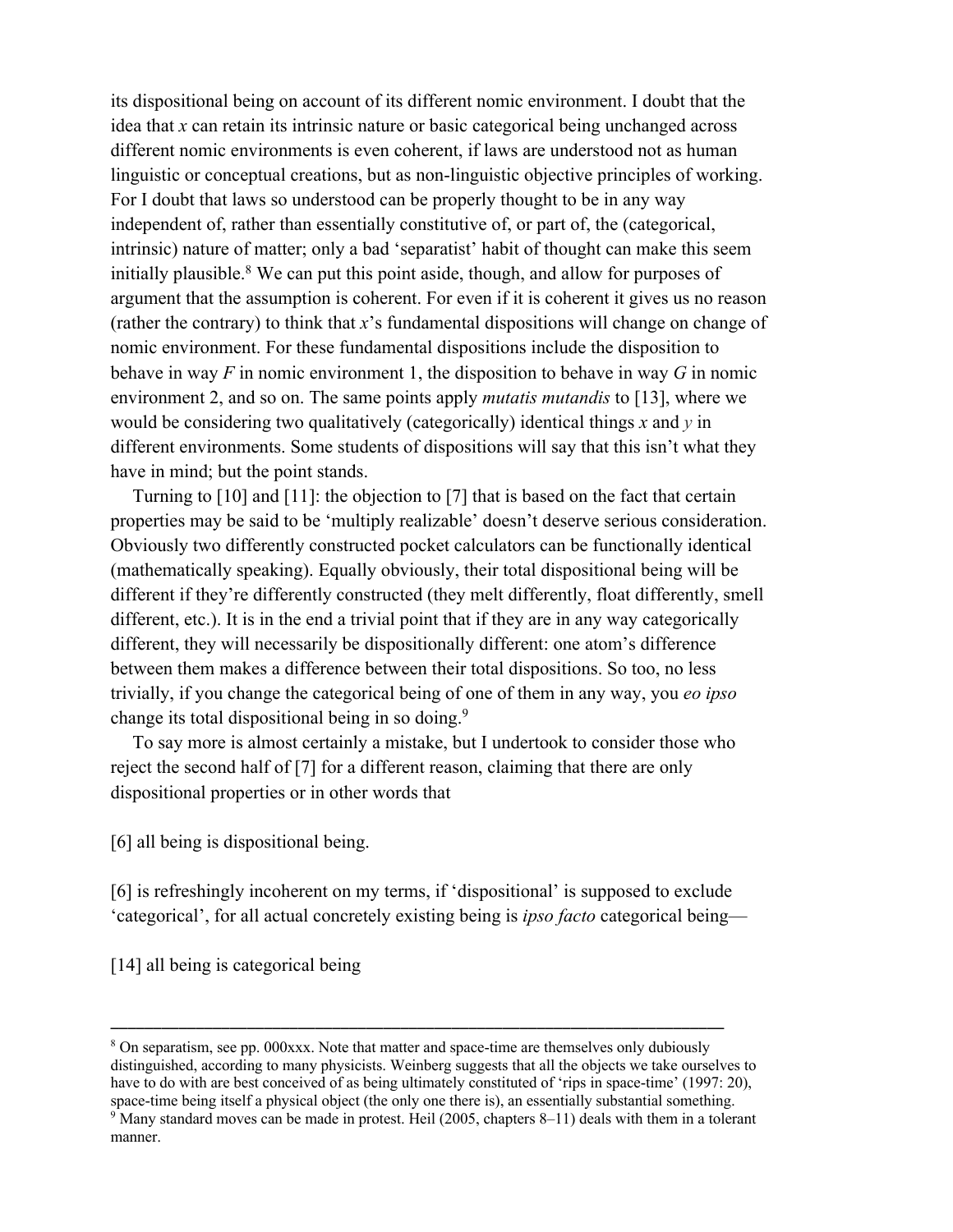its dispositional being on account of its different nomic environment. I doubt that the idea that *x* can retain its intrinsic nature or basic categorical being unchanged across different nomic environments is even coherent, if laws are understood not as human linguistic or conceptual creations, but as non-linguistic objective principles of working. For I doubt that laws so understood can be properly thought to be in any way independent of, rather than essentially constitutive of, or part of, the (categorical, intrinsic) nature of matter; only a bad 'separatist' habit of thought can make this seem initially plausible.[8] We can put this point aside, though, and allow for purposes of argument that the assumption is coherent. For even if it is coherent it gives us no reason (rather the contrary) to think that *x*'s fundamental dispositions will change on change of nomic environment. For these fundamental dispositions include the disposition to behave in way *F* in nomic environment 1, the disposition to behave in way *G* in nomic environment 2, and so on. The same points apply *mutatis mutandis* to [13], where we would be considering two qualitatively (categorically) identical things *x* and *y* in different environments. Some students of dispositions will say that this isn't what they have in mind; but the point stands.

Turning to [10] and [11]: the objection to [7] that is based on the fact that certain properties may be said to be 'multiply realizable' doesn't deserve serious consideration. Obviously two differently constructed pocket calculators can be functionally identical (mathematically speaking). Equally obviously, their total dispositional being will be different if they're differently constructed (they melt differently, float differently, smell different, etc.). It is in the end a trivial point that if they are in any way categorically different, they will necessarily be dispositionally different: one atom's difference between them makes a difference between their total dispositions. So too, no less trivially, if you change the categorical being of one of them in any way, you *eo ipso* change its total dispositional being in so doing.[9]

To say more is almost certainly a mistake, but I undertook to consider those who reject the second half of [7] for a different reason, claiming that there are only dispositional properties or in other words that

[6] all being is dispositional being.

[6] is refreshingly incoherent on my terms, if 'dispositional' is supposed to exclude 'categorical', for all actual concretely existing being is *ipso facto* categorical being—

[14] all being is categorical being

---

[8] On separatism, see pp. 000xxx. Note that matter and space-time are themselves only dubiously distinguished, according to many physicists. Weinberg suggests that all the objects we take ourselves to have to do with are best conceived of as being ultimately constituted of 'rips in space-time' (1997: 20), space-time being itself a physical object (the only one there is), an essentially substantial something.

[9] Many standard moves can be made in protest. Heil (2005, chapters 8–11) deals with them in a tolerant manner.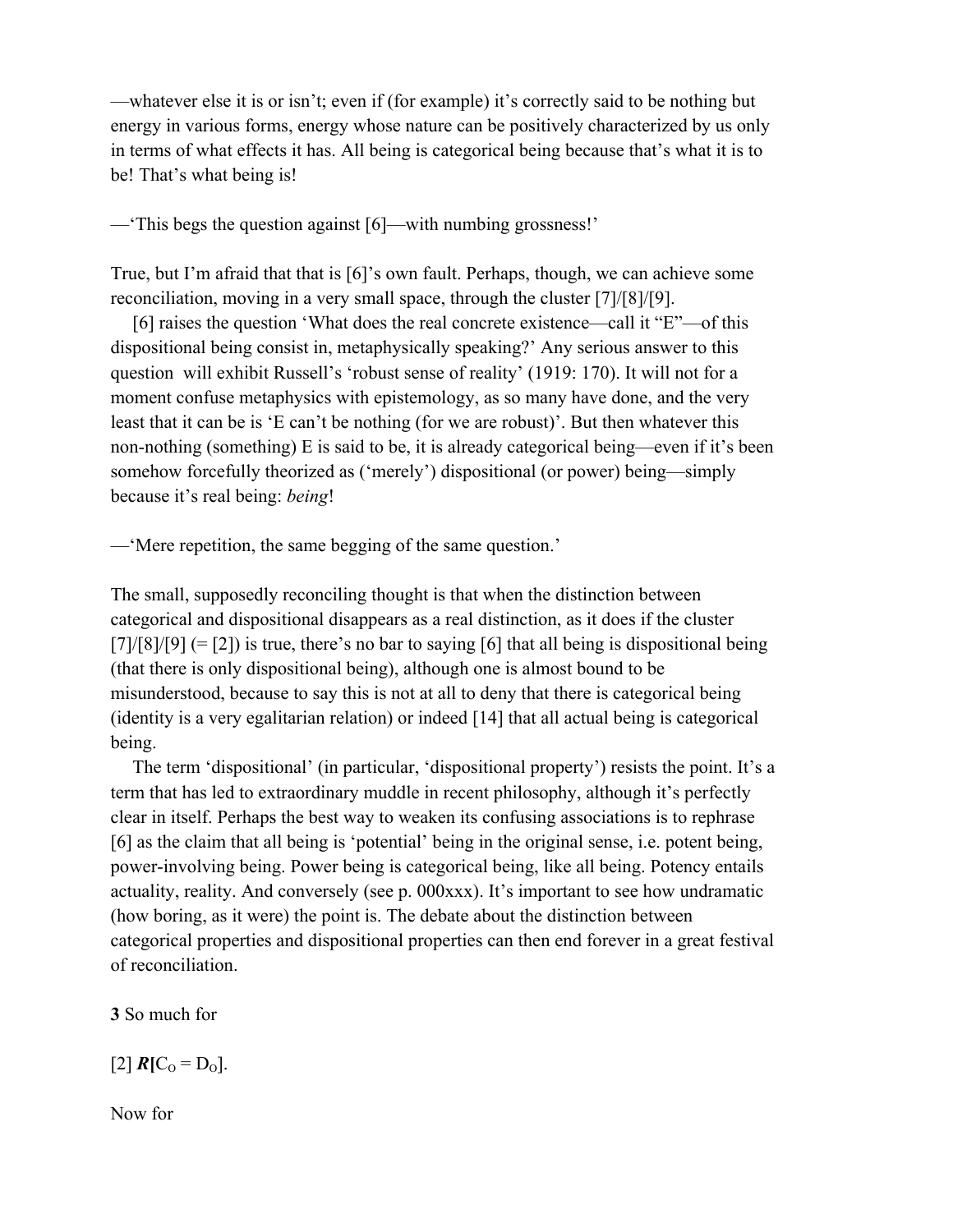—whatever else it is or isn't; even if (for example) it's correctly said to be nothing but energy in various forms, energy whose nature can be positively characterized by us only in terms of what effects it has. All being is categorical being because that's what it is to be! That's what being is!

—'This begs the question against [6]—with numbing grossness!'

True, but I'm afraid that that is [6]'s own fault. Perhaps, though, we can achieve some reconciliation, moving in a very small space, through the cluster [7]/[8]/[9].

[6] raises the question 'What does the real concrete existence—call it "E"—of this dispositional being consist in, metaphysically speaking?' Any serious answer to this question will exhibit Russell's 'robust sense of reality' (1919: 170). It will not for a moment confuse metaphysics with epistemology, as so many have done, and the very least that it can be is 'E can't be nothing (for we are robust)'. But then whatever this non-nothing (something) E is said to be, it is already categorical being—even if it's been somehow forcefully theorized as ('merely') dispositional (or power) being—simply because it's real being: *being*!

—'Mere repetition, the same begging of the same question.'

The small, supposedly reconciling thought is that when the distinction between categorical and dispositional disappears as a real distinction, as it does if the cluster [7]/[8]/[9] (= [2]) is true, there's no bar to saying [6] that all being is dispositional being (that there is only dispositional being), although one is almost bound to be misunderstood, because to say this is not at all to deny that there is categorical being (identity is a very egalitarian relation) or indeed [14] that all actual being is categorical being.

The term 'dispositional' (in particular, 'dispositional property') resists the point. It's a term that has led to extraordinary muddle in recent philosophy, although it's perfectly clear in itself. Perhaps the best way to weaken its confusing associations is to rephrase [6] as the claim that all being is 'potential' being in the original sense, i.e. potent being, power-involving being. Power being is categorical being, like all being. Potency entails actuality, reality. And conversely (see p. 000xxx). It's important to see how undramatic (how boring, as it were) the point is. The debate about the distinction between categorical properties and dispositional properties can then end forever in a great festival of reconciliation.

**3** So much for

[2] $\boldsymbol{R}[C_O = D_O]$.

Now for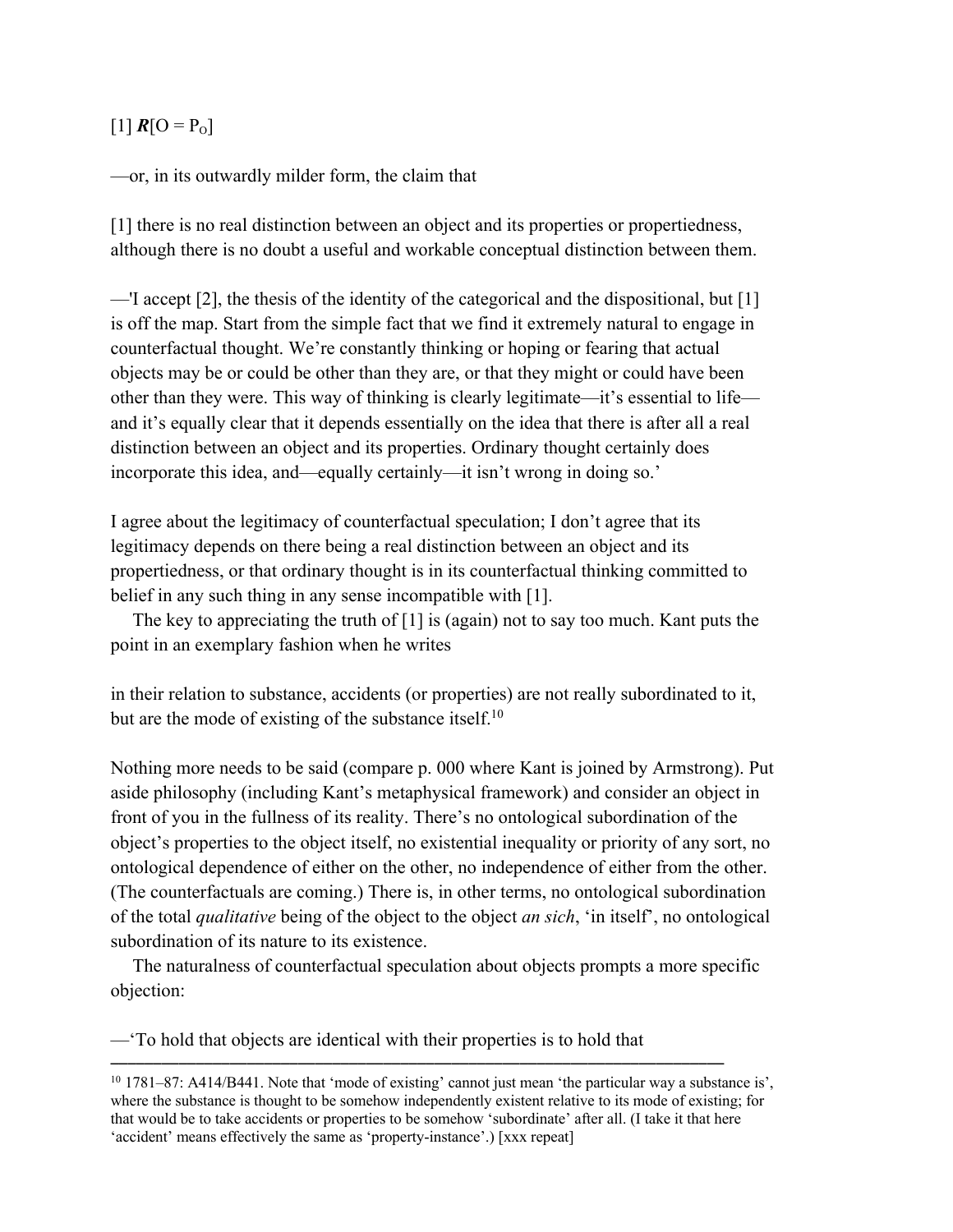[1] $\boldsymbol{R}[O = P_O]$

—or, in its outwardly milder form, the claim that

[1] there is no real distinction between an object and its properties or propertiedness, although there is no doubt a useful and workable conceptual distinction between them.

—'I accept [2], the thesis of the identity of the categorical and the dispositional, but [1] is off the map. Start from the simple fact that we find it extremely natural to engage in counterfactual thought. We're constantly thinking or hoping or fearing that actual objects may be or could be other than they are, or that they might or could have been other than they were. This way of thinking is clearly legitimate—it's essential to life—and it's equally clear that it depends essentially on the idea that there is after all a real distinction between an object and its properties. Ordinary thought certainly does incorporate this idea, and—equally certainly—it isn't wrong in doing so.'

I agree about the legitimacy of counterfactual speculation; I don't agree that its legitimacy depends on there being a real distinction between an object and its propertiedness, or that ordinary thought is in its counterfactual thinking committed to belief in any such thing in any sense incompatible with [1].

The key to appreciating the truth of [1] is (again) not to say too much. Kant puts the point in an exemplary fashion when he writes

in their relation to substance, accidents (or properties) are not really subordinated to it, but are the mode of existing of the substance itself.[10]

Nothing more needs to be said (compare p. 000 where Kant is joined by Armstrong). Put aside philosophy (including Kant's metaphysical framework) and consider an object in front of you in the fullness of its reality. There's no ontological subordination of the object's properties to the object itself, no existential inequality or priority of any sort, no ontological dependence of either on the other, no independence of either from the other. (The counterfactuals are coming.) There is, in other terms, no ontological subordination of the total *qualitative* being of the object to the object *an sich*, 'in itself', no ontological subordination of its nature to its existence.

The naturalness of counterfactual speculation about objects prompts a more specific objection:

—'To hold that objects are identical with their properties is to hold that

---

[10] 1781–87: A414/B441. Note that 'mode of existing' cannot just mean 'the particular way a substance is', where the substance is thought to be somehow independently existent relative to its mode of existing; for that would be to take accidents or properties to be somehow 'subordinate' after all. (I take it that here 'accident' means effectively the same as 'property-instance'.) [xxx repeat]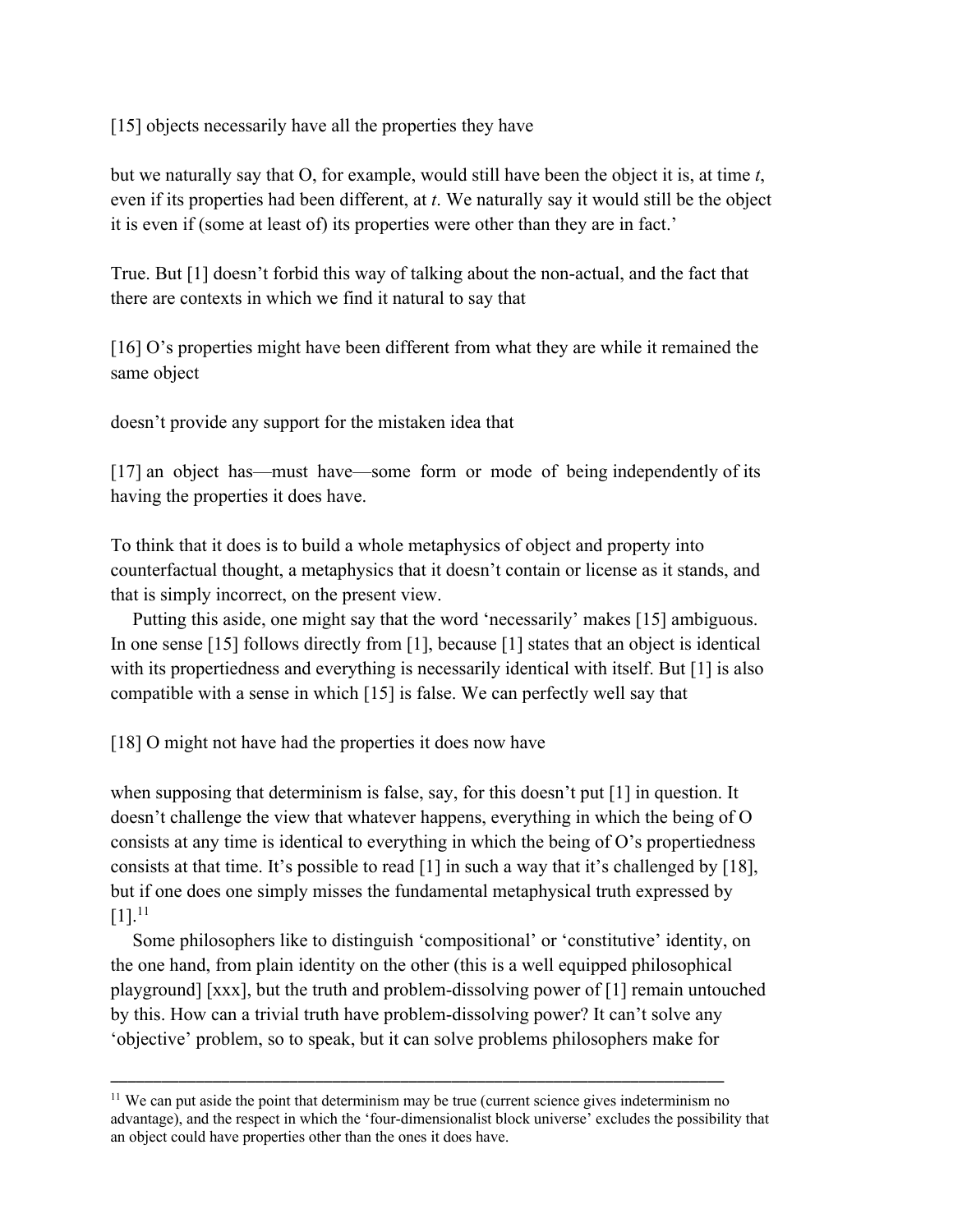[15] objects necessarily have all the properties they have

but we naturally say that O, for example, would still have been the object it is, at time *t*, even if its properties had been different, at *t*. We naturally say it would still be the object it is even if (some at least of) its properties were other than they are in fact.'

True. But [1] doesn't forbid this way of talking about the non-actual, and the fact that there are contexts in which we find it natural to say that

[16] O's properties might have been different from what they are while it remained the same object

doesn't provide any support for the mistaken idea that

[17] an object has—must have—some form or mode of being independently of its having the properties it does have.

To think that it does is to build a whole metaphysics of object and property into counterfactual thought, a metaphysics that it doesn't contain or license as it stands, and that is simply incorrect, on the present view.

Putting this aside, one might say that the word 'necessarily' makes [15] ambiguous. In one sense [15] follows directly from [1], because [1] states that an object is identical with its propertiedness and everything is necessarily identical with itself. But [1] is also compatible with a sense in which [15] is false. We can perfectly well say that

[18] O might not have had the properties it does now have

when supposing that determinism is false, say, for this doesn't put [1] in question. It doesn't challenge the view that whatever happens, everything in which the being of O consists at any time is identical to everything in which the being of O's propertiedness consists at that time. It's possible to read [1] in such a way that it's challenged by [18], but if one does one simply misses the fundamental metaphysical truth expressed by [1].[11]

Some philosophers like to distinguish 'compositional' or 'constitutive' identity, on the one hand, from plain identity on the other (this is a well equipped philosophical playground] [xxx], but the truth and problem-dissolving power of [1] remain untouched by this. How can a trivial truth have problem-dissolving power? It can't solve any 'objective' problem, so to speak, but it can solve problems philosophers make for

---

[11] We can put aside the point that determinism may be true (current science gives indeterminism no advantage), and the respect in which the 'four-dimensionalist block universe' excludes the possibility that an object could have properties other than the ones it does have.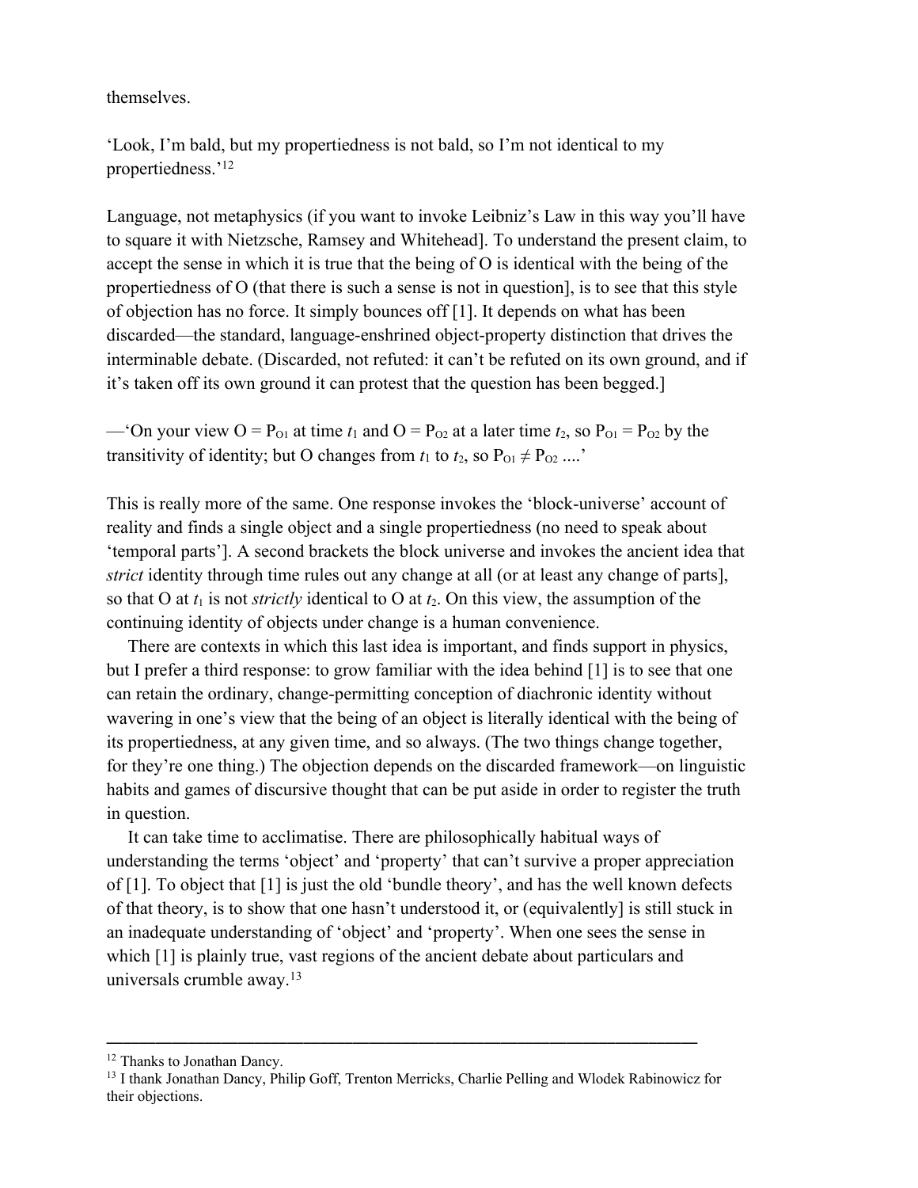themselves.

'Look, I'm bald, but my propertiedness is not bald, so I'm not identical to my propertiedness.'[12]

Language, not metaphysics (if you want to invoke Leibniz's Law in this way you'll have to square it with Nietzsche, Ramsey and Whitehead]. To understand the present claim, to accept the sense in which it is true that the being of O is identical with the being of the propertiedness of O (that there is such a sense is not in question], is to see that this style of objection has no force. It simply bounces off [1]. It depends on what has been discarded—the standard, language-enshrined object-property distinction that drives the interminable debate. (Discarded, not refuted: it can't be refuted on its own ground, and if it's taken off its own ground it can protest that the question has been begged.]

—'On your view $O = P_{O1}$ at time $t_1$ and $O = P_{O2}$ at a later time $t_2$, so $P_{O1} = P_{O2}$ by the transitivity of identity; but O changes from $t_1$ to $t_2$, so $P_{O1} \neq P_{O2}$ ....'

This is really more of the same. One response invokes the 'block-universe' account of reality and finds a single object and a single propertiedness (no need to speak about 'temporal parts']. A second brackets the block universe and invokes the ancient idea that *strict* identity through time rules out any change at all (or at least any change of parts], so that O at $t_1$ is not *strictly* identical to O at $t_2$. On this view, the assumption of the continuing identity of objects under change is a human convenience.

There are contexts in which this last idea is important, and finds support in physics, but I prefer a third response: to grow familiar with the idea behind [1] is to see that one can retain the ordinary, change-permitting conception of diachronic identity without wavering in one's view that the being of an object is literally identical with the being of its propertiedness, at any given time, and so always. (The two things change together, for they're one thing.) The objection depends on the discarded framework—on linguistic habits and games of discursive thought that can be put aside in order to register the truth in question.

It can take time to acclimatise. There are philosophically habitual ways of understanding the terms 'object' and 'property' that can't survive a proper appreciation of [1]. To object that [1] is just the old 'bundle theory', and has the well known defects of that theory, is to show that one hasn't understood it, or (equivalently] is still stuck in an inadequate understanding of 'object' and 'property'. When one sees the sense in which [1] is plainly true, vast regions of the ancient debate about particulars and universals crumble away.[13]

---

[12] Thanks to Jonathan Dancy.

[13] I thank Jonathan Dancy, Philip Goff, Trenton Merricks, Charlie Pelling and Wlodek Rabinowicz for their objections.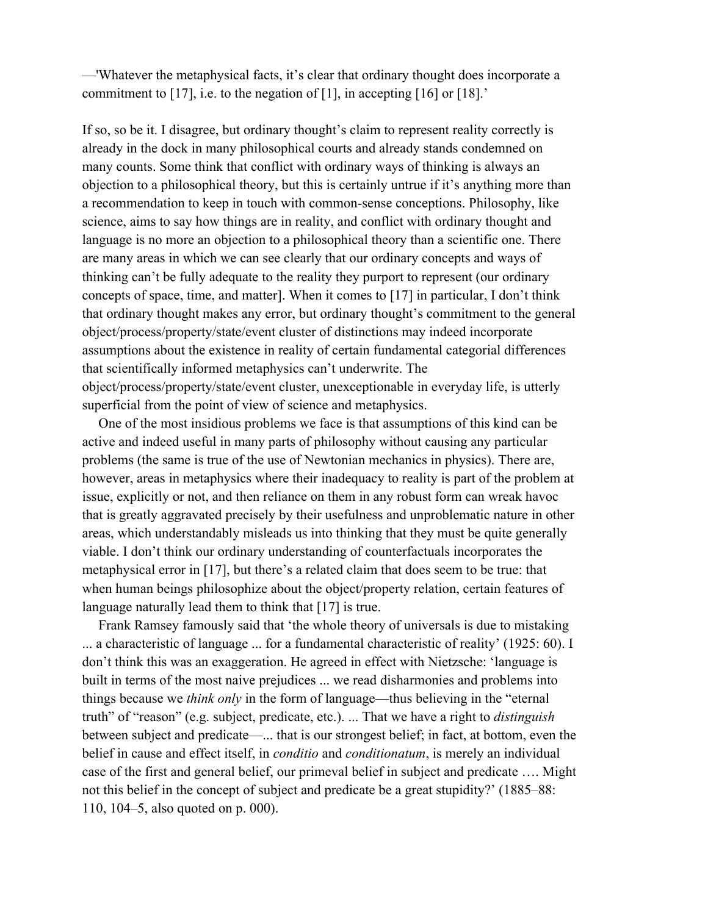—'Whatever the metaphysical facts, it's clear that ordinary thought does incorporate a commitment to [17], i.e. to the negation of [1], in accepting [16] or [18].'

If so, so be it. I disagree, but ordinary thought's claim to represent reality correctly is already in the dock in many philosophical courts and already stands condemned on many counts. Some think that conflict with ordinary ways of thinking is always an objection to a philosophical theory, but this is certainly untrue if it's anything more than a recommendation to keep in touch with common-sense conceptions. Philosophy, like science, aims to say how things are in reality, and conflict with ordinary thought and language is no more an objection to a philosophical theory than a scientific one. There are many areas in which we can see clearly that our ordinary concepts and ways of thinking can't be fully adequate to the reality they purport to represent (our ordinary concepts of space, time, and matter]. When it comes to [17] in particular, I don't think that ordinary thought makes any error, but ordinary thought's commitment to the general object/process/property/state/event cluster of distinctions may indeed incorporate assumptions about the existence in reality of certain fundamental categorial differences that scientifically informed metaphysics can't underwrite. The object/process/property/state/event cluster, unexceptionable in everyday life, is utterly superficial from the point of view of science and metaphysics.

One of the most insidious problems we face is that assumptions of this kind can be active and indeed useful in many parts of philosophy without causing any particular problems (the same is true of the use of Newtonian mechanics in physics). There are, however, areas in metaphysics where their inadequacy to reality is part of the problem at issue, explicitly or not, and then reliance on them in any robust form can wreak havoc that is greatly aggravated precisely by their usefulness and unproblematic nature in other areas, which understandably misleads us into thinking that they must be quite generally viable. I don't think our ordinary understanding of counterfactuals incorporates the metaphysical error in [17], but there's a related claim that does seem to be true: that when human beings philosophize about the object/property relation, certain features of language naturally lead them to think that [17] is true.

Frank Ramsey famously said that 'the whole theory of universals is due to mistaking ... a characteristic of language ... for a fundamental characteristic of reality' (1925: 60). I don't think this was an exaggeration. He agreed in effect with Nietzsche: 'language is built in terms of the most naive prejudices ... we read disharmonies and problems into things because we *think only* in the form of language—thus believing in the "eternal truth" of "reason" (e.g. subject, predicate, etc.). ... That we have a right to *distinguish* between subject and predicate—... that is our strongest belief; in fact, at bottom, even the belief in cause and effect itself, in *conditio* and *conditionatum*, is merely an individual case of the first and general belief, our primeval belief in subject and predicate …. Might not this belief in the concept of subject and predicate be a great stupidity?' (1885–88: 110, 104–5, also quoted on p. 000).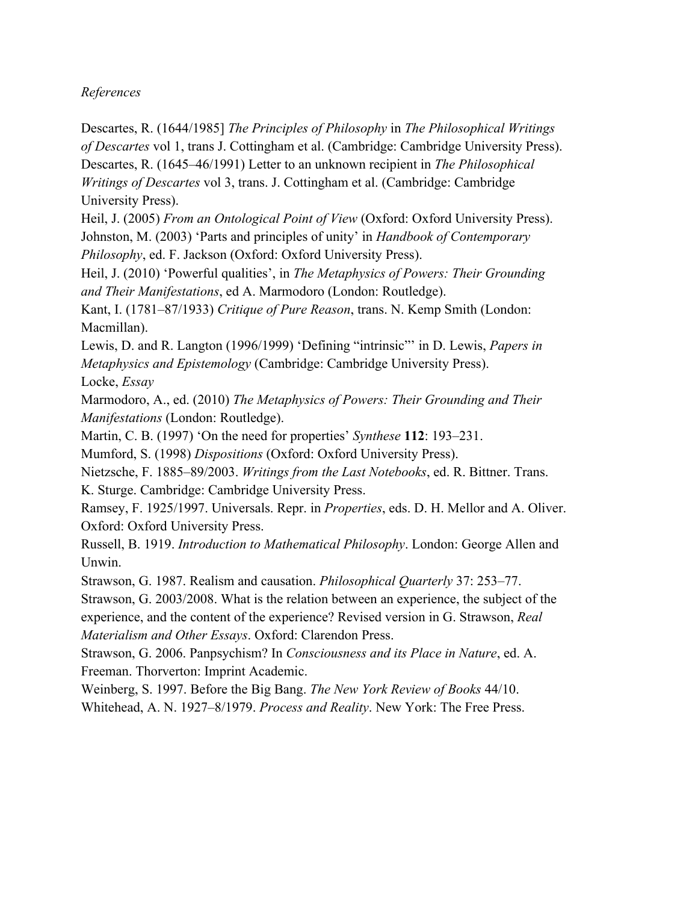*References*

Descartes, R. (1644/1985] *The Principles of Philosophy* in *The Philosophical Writings of Descartes* vol 1, trans J. Cottingham et al. (Cambridge: Cambridge University Press).
Descartes, R. (1645–46/1991) Letter to an unknown recipient in *The Philosophical Writings of Descartes* vol 3, trans. J. Cottingham et al. (Cambridge: Cambridge University Press).
Heil, J. (2005) *From an Ontological Point of View* (Oxford: Oxford University Press).
Johnston, M. (2003) 'Parts and principles of unity' in *Handbook of Contemporary Philosophy*, ed. F. Jackson (Oxford: Oxford University Press).
Heil, J. (2010) 'Powerful qualities', in *The Metaphysics of Powers: Their Grounding and Their Manifestations*, ed A. Marmodoro (London: Routledge).
Kant, I. (1781–87/1933) *Critique of Pure Reason*, trans. N. Kemp Smith (London: Macmillan).
Lewis, D. and R. Langton (1996/1999) 'Defining "intrinsic"' in D. Lewis, *Papers in Metaphysics and Epistemology* (Cambridge: Cambridge University Press).
Locke, *Essay*
Marmodoro, A., ed. (2010) *The Metaphysics of Powers: Their Grounding and Their Manifestations* (London: Routledge).
Martin, C. B. (1997) 'On the need for properties' *Synthese* **112**: 193–231.
Mumford, S. (1998) *Dispositions* (Oxford: Oxford University Press).
Nietzsche, F. 1885–89/2003. *Writings from the Last Notebooks*, ed. R. Bittner. Trans. K. Sturge. Cambridge: Cambridge University Press.
Ramsey, F. 1925/1997. Universals. Repr. in *Properties*, eds. D. H. Mellor and A. Oliver. Oxford: Oxford University Press.
Russell, B. 1919. *Introduction to Mathematical Philosophy*. London: George Allen and Unwin.
Strawson, G. 1987. Realism and causation. *Philosophical Quarterly* 37: 253–77.
Strawson, G. 2003/2008. What is the relation between an experience, the subject of the experience, and the content of the experience? Revised version in G. Strawson, *Real Materialism and Other Essays*. Oxford: Clarendon Press.
Strawson, G. 2006. Panpsychism? In *Consciousness and its Place in Nature*, ed. A. Freeman. Thorverton: Imprint Academic.
Weinberg, S. 1997. Before the Big Bang. *The New York Review of Books* 44/10.
Whitehead, A. N. 1927–8/1979. *Process and Reality*. New York: The Free Press.